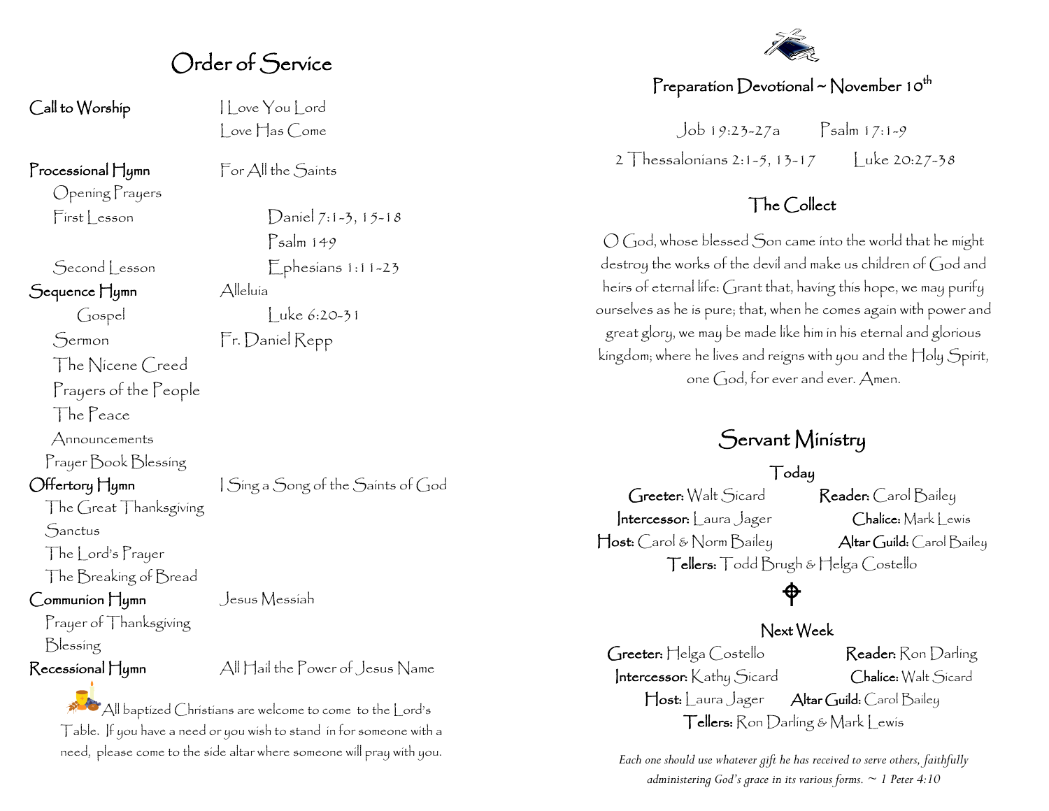# Order of Service

**Call to Worship** — I Love You Lord
Love Has Come

**Processional Hymn** — For All the Saints

Opening Prayers

First Lesson — Daniel 7:1-3, 15-18

Psalm 149

Second Lesson — Ephesians 1:11-23

**Sequence Hymn** — Alleluia

Gospel — Luke 6:20-31

Sermon — Fr. Daniel Repp

The Nicene Creed

Prayers of the People

The Peace

Announcements

Prayer Book Blessing

**Offertory Hymn** — I Sing a Song of the Saints of God

The Great Thanksgiving

Sanctus

The Lord's Prayer

The Breaking of Bread

**Communion Hymn** — Jesus Messiah

Prayer of Thanksgiving

Blessing

**Recessional Hymn** — All Hail the Power of Jesus Name

All baptized Christians are welcome to come to the Lord's Table. If you have a need or you wish to stand in for someone with a need, please come to the side altar where someone will pray with you.

## Preparation Devotional ~ November 10th

Job 19:23-27a    Psalm 17:1-9

2 Thessalonians 2:1-5, 13-17    Luke 20:27-38

## The Collect

O God, whose blessed Son came into the world that he might destroy the works of the devil and make us children of God and heirs of eternal life: Grant that, having this hope, we may purify ourselves as he is pure; that, when he comes again with power and great glory, we may be made like him in his eternal and glorious kingdom; where he lives and reigns with you and the Holy Spirit, one God, for ever and ever. Amen.

## Servant Ministry

### Today

**Greeter:** Walt Sicard    **Reader:** Carol Bailey
**Intercessor:** Laura Jager    **Chalice:** Mark Lewis
**Host:** Carol & Norm Bailey    **Altar Guild:** Carol Bailey
**Tellers:** Todd Brugh & Helga Costello

### Next Week

**Greeter:** Helga Costello    **Reader:** Ron Darling
**Intercessor:** Kathy Sicard    **Chalice:** Walt Sicard
**Host:** Laura Jager    **Altar Guild:** Carol Bailey
**Tellers:** Ron Darling & Mark Lewis

*Each one should use whatever gift he has received to serve others, faithfully administering God's grace in its various forms. ~ 1 Peter 4:10*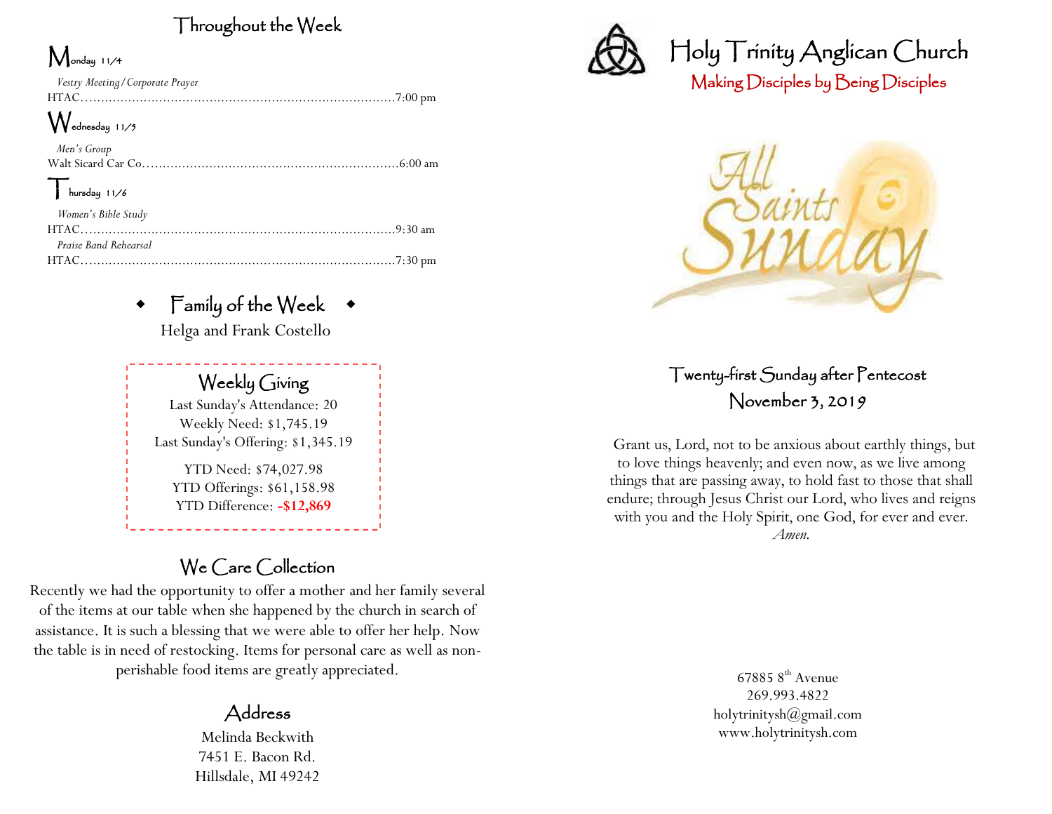## Throughout the Week

### Monday 11/4

*Vestry Meeting/Corporate Prayer*
HTAC……………………………………………………………………7:00 pm

### Wednesday 11/5

*Men's Group*
Walt Sicard Car Co……………………………………………………6:00 am

### Thursday 11/6

*Women's Bible Study*
HTAC……………………………………………………………………9:30 am
*Praise Band Rehearsal*
HTAC……………………………………………………………………7:30 pm

## ◆ Family of the Week ◆

Helga and Frank Costello

## Weekly Giving

Last Sunday's Attendance: 20
Weekly Need: $1,745.19
Last Sunday's Offering: $1,345.19

YTD Need: $74,027.98
YTD Offerings: $61,158.98
YTD Difference: **-$12,869**

## We Care Collection

Recently we had the opportunity to offer a mother and her family several of the items at our table when she happened by the church in search of assistance. It is such a blessing that we were able to offer her help. Now the table is in need of restocking. Items for personal care as well as non-perishable food items are greatly appreciated.

## Address

Melinda Beckwith
7451 E. Bacon Rd.
Hillsdale, MI 49242

# Holy Trinity Anglican Church

Making Disciples by Being Disciples

All Saints Sunday

## Twenty-first Sunday after Pentecost
## November 3, 2019

Grant us, Lord, not to be anxious about earthly things, but to love things heavenly; and even now, as we live among things that are passing away, to hold fast to those that shall endure; through Jesus Christ our Lord, who lives and reigns with you and the Holy Spirit, one God, for ever and ever. *Amen.*

67885 8th Avenue
269.993.4822
holytrinitysh@gmail.com
www.holytrinitysh.com